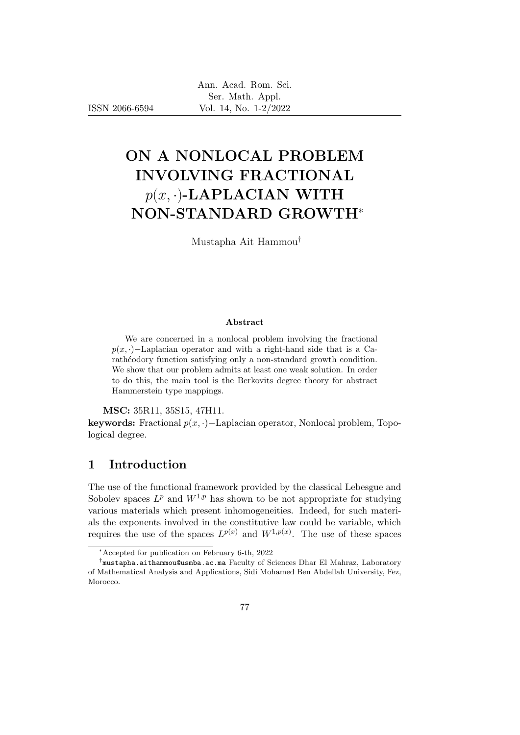# ON A NONLOCAL PROBLEM INVOLVING FRACTIONAL $p(x,\cdot)$-LAPLACIAN WITH NON-STANDARD GROWTH*

Mustapha Ait Hammou†

### Abstract

We are concerned in a nonlocal problem involving the fractional $p(x,\cdot)-$Laplacian operator and with a right-hand side that is a Carathéodory function satisfying only a non-standard growth condition. We show that our problem admits at least one weak solution. In order to do this, the main tool is the Berkovits degree theory for abstract Hammerstein type mappings.

**MSC:** 35R11, 35S15, 47H11.

**keywords:** Fractional $p(x,\cdot)-$Laplacian operator, Nonlocal problem, Topological degree.

## 1 Introduction

The use of the functional framework provided by the classical Lebesgue and Sobolev spaces $L^p$ and $W^{1,p}$ has shown to be not appropriate for studying various materials which present inhomogeneities. Indeed, for such materials the exponents involved in the constitutive law could be variable, which requires the use of the spaces $L^{p(x)}$ and $W^{1,p(x)}$. The use of these spaces

---

*Accepted for publication on February 6-th, 2022

†mustapha.aithammou@usmba.ac.ma Faculty of Sciences Dhar El Mahraz, Laboratory of Mathematical Analysis and Applications, Sidi Mohamed Ben Abdellah University, Fez, Morocco.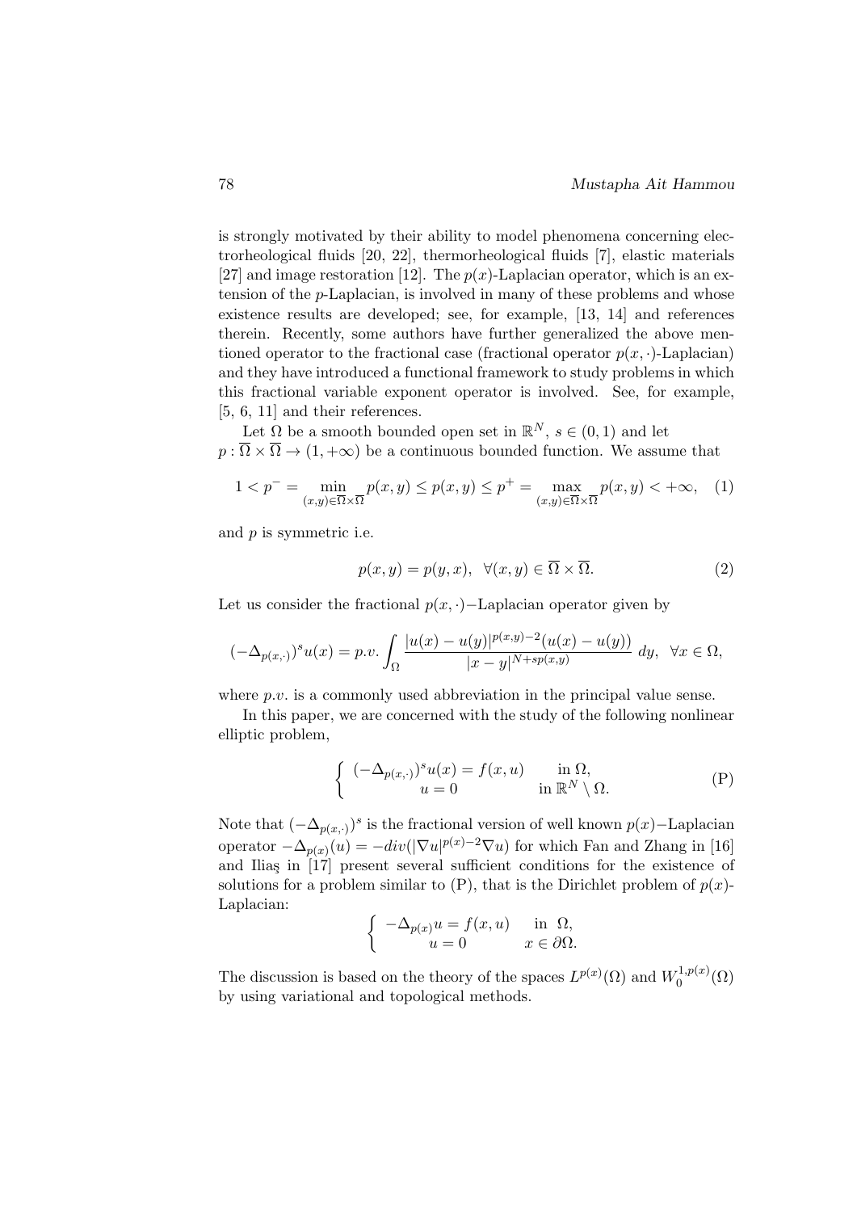is strongly motivated by their ability to model phenomena concerning electrorheological fluids [20, 22], thermorheological fluids [7], elastic materials [27] and image restoration [12]. The $p(x)$-Laplacian operator, which is an extension of the $p$-Laplacian, is involved in many of these problems and whose existence results are developed; see, for example, [13, 14] and references therein. Recently, some authors have further generalized the above mentioned operator to the fractional case (fractional operator $p(x,\cdot)$-Laplacian) and they have introduced a functional framework to study problems in which this fractional variable exponent operator is involved. See, for example, [5, 6, 11] and their references.

Let $\Omega$ be a smooth bounded open set in $\mathbb{R}^N$, $s \in (0,1)$ and let $p : \overline{\Omega} \times \overline{\Omega} \to (1, +\infty)$ be a continuous bounded function. We assume that

$$1 < p^- = \min_{(x,y)\in\overline{\Omega}\times\overline{\Omega}} p(x,y) \leq p(x,y) \leq p^+ = \max_{(x,y)\in\overline{\Omega}\times\overline{\Omega}} p(x,y) < +\infty, \quad (1)$$

and $p$ is symmetric i.e.

$$p(x,y) = p(y,x), \quad \forall (x,y) \in \overline{\Omega} \times \overline{\Omega}. \quad (2)$$

Let us consider the fractional $p(x,\cdot)-$Laplacian operator given by

$$(-\Delta_{p(x,\cdot)})^s u(x) = p.v. \int_{\Omega} \frac{|u(x)-u(y)|^{p(x,y)-2}(u(x)-u(y))}{|x-y|^{N+sp(x,y)}}\, dy, \quad \forall x \in \Omega,$$

where $p.v.$ is a commonly used abbreviation in the principal value sense.

In this paper, we are concerned with the study of the following nonlinear elliptic problem,

$$\begin{cases} (-\Delta_{p(x,\cdot)})^s u(x) = f(x,u) & \text{in } \Omega, \\ u = 0 & \text{in } \mathbb{R}^N \setminus \Omega. \end{cases} \quad \text{(P)}$$

Note that $(-\Delta_{p(x,\cdot)})^s$ is the fractional version of well known $p(x)-$Laplacian operator $-\Delta_{p(x)}(u) = -div(|\nabla u|^{p(x)-2}\nabla u)$ for which Fan and Zhang in [16] and Iliaş in [17] present several sufficient conditions for the existence of solutions for a problem similar to (P), that is the Dirichlet problem of $p(x)$-Laplacian:

$$\begin{cases} -\Delta_{p(x)} u = f(x,u) & \text{in } \Omega, \\ u = 0 & x \in \partial\Omega. \end{cases}$$

The discussion is based on the theory of the spaces $L^{p(x)}(\Omega)$ and $W_0^{1,p(x)}(\Omega)$ by using variational and topological methods.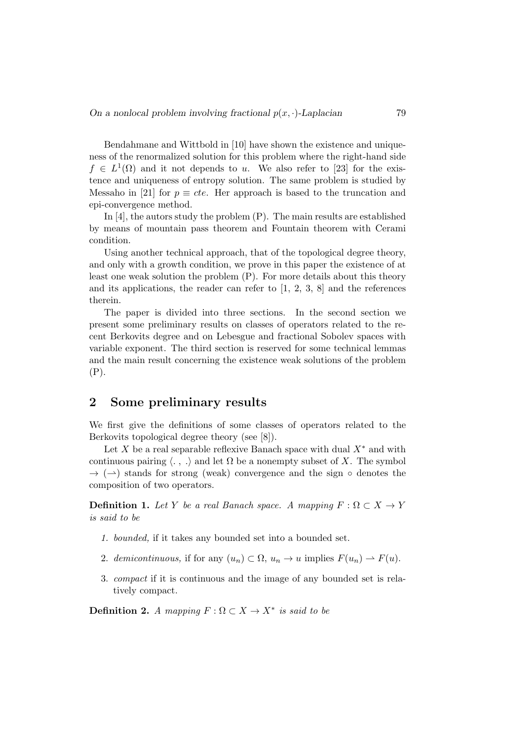Bendahmane and Wittbold in [10] have shown the existence and uniqueness of the renormalized solution for this problem where the right-hand side $f \in L^1(\Omega)$ and it not depends to $u$. We also refer to [23] for the existence and uniqueness of entropy solution. The same problem is studied by Messaho in [21] for $p \equiv cte$. Her approach is based to the truncation and epi-convergence method.

In [4], the autors study the problem (P). The main results are established by means of mountain pass theorem and Fountain theorem with Cerami condition.

Using another technical approach, that of the topological degree theory, and only with a growth condition, we prove in this paper the existence of at least one weak solution the problem (P). For more details about this theory and its applications, the reader can refer to [1, 2, 3, 8] and the references therein.

The paper is divided into three sections. In the second section we present some preliminary results on classes of operators related to the recent Berkovits degree and on Lebesgue and fractional Sobolev spaces with variable exponent. The third section is reserved for some technical lemmas and the main result concerning the existence weak solutions of the problem (P).

## 2 Some preliminary results

We first give the definitions of some classes of operators related to the Berkovits topological degree theory (see [8]).

Let $X$ be a real separable reflexive Banach space with dual $X^*$ and with continuous pairing $\langle .\, , \, . \rangle$ and let $\Omega$ be a nonempty subset of $X$. The symbol $\to$ ($\rightharpoonup$) stands for strong (weak) convergence and the sign $\circ$ denotes the composition of two operators.

**Definition 1.** *Let $Y$ be a real Banach space. A mapping $F : \Omega \subset X \to Y$ is said to be*

1. *bounded,* if it takes any bounded set into a bounded set.
2. *demicontinuous,* if for any $(u_n) \subset \Omega$, $u_n \to u$ implies $F(u_n) \rightharpoonup F(u)$.
3. *compact* if it is continuous and the image of any bounded set is relatively compact.

**Definition 2.** *A mapping $F : \Omega \subset X \to X^*$ is said to be*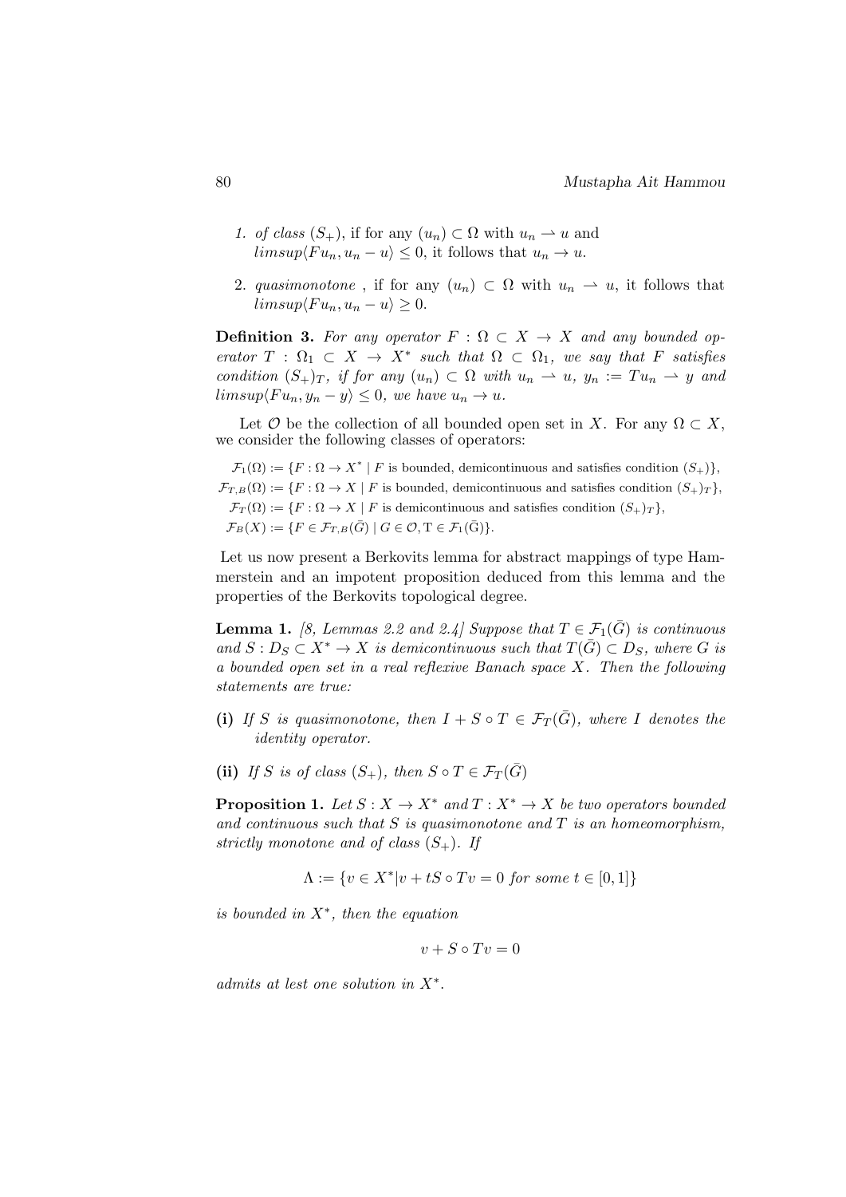1. *of class* $(S_+)$, if for any $(u_n) \subset \Omega$ with $u_n \rightharpoonup u$ and $limsup\langle Fu_n, u_n - u\rangle \leq 0$, it follows that $u_n \to u$.

2. *quasimonotone* , if for any $(u_n) \subset \Omega$ with $u_n \rightharpoonup u$, it follows that $limsup\langle Fu_n, u_n - u\rangle \geq 0$.

**Definition 3.** *For any operator $F : \Omega \subset X \to X$ and any bounded operator $T : \Omega_1 \subset X \to X^*$ such that $\Omega \subset \Omega_1$, we say that $F$ satisfies condition $(S_+)_T$, if for any $(u_n) \subset \Omega$ with $u_n \rightharpoonup u$, $y_n := Tu_n \rightharpoonup y$ and $limsup\langle Fu_n, y_n - y\rangle \leq 0$, we have $u_n \to u$.*

Let $\mathcal{O}$ be the collection of all bounded open set in $X$. For any $\Omega \subset X$, we consider the following classes of operators:

$$\mathcal{F}_1(\Omega) := \{F : \Omega \to X^* \mid F \text{ is bounded, demicontinuous and satisfies condition } (S_+)\},$$
$$\mathcal{F}_{T,B}(\Omega) := \{F : \Omega \to X \mid F \text{ is bounded, demicontinuous and satisfies condition } (S_+)_T\},$$
$$\mathcal{F}_T(\Omega) := \{F : \Omega \to X \mid F \text{ is demicontinuous and satisfies condition } (S_+)_T\},$$
$$\mathcal{F}_B(X) := \{F \in \mathcal{F}_{T,B}(\bar{G}) \mid G \in \mathcal{O}, \mathrm{T} \in \mathcal{F}_1(\bar{\mathrm{G}})\}.$$

Let us now present a Berkovits lemma for abstract mappings of type Hammerstein and an impotent proposition deduced from this lemma and the properties of the Berkovits topological degree.

**Lemma 1.** *[8, Lemmas 2.2 and 2.4] Suppose that $T \in \mathcal{F}_1(\bar{G})$ is continuous and $S : D_S \subset X^* \to X$ is demicontinuous such that $T(\bar{G}) \subset D_S$, where $G$ is a bounded open set in a real reflexive Banach space $X$. Then the following statements are true:*

**(i)** *If $S$ is quasimonotone, then $I + S \circ T \in \mathcal{F}_T(\bar{G})$, where $I$ denotes the identity operator.*

**(ii)** *If $S$ is of class $(S_+)$, then $S \circ T \in \mathcal{F}_T(\bar{G})$*

**Proposition 1.** *Let $S : X \to X^*$ and $T : X^* \to X$ be two operators bounded and continuous such that $S$ is quasimonotone and $T$ is an homeomorphism, strictly monotone and of class $(S_+)$. If*

$$\Lambda := \{v \in X^* | v + tS \circ Tv = 0 \text{ for some } t \in [0, 1]\}$$

*is bounded in $X^*$, then the equation*

$$v + S \circ Tv = 0$$

*admits at lest one solution in $X^*$.*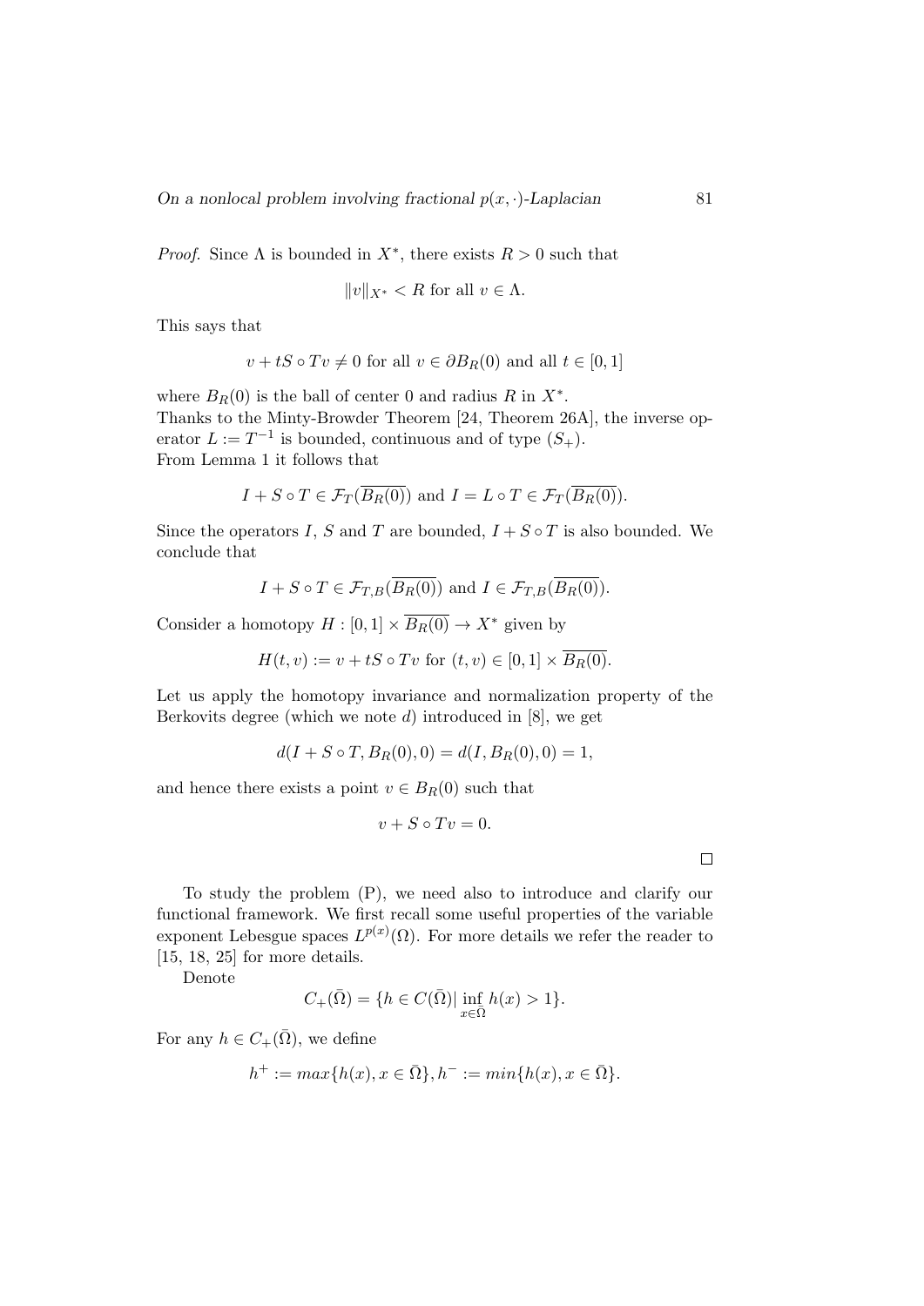*Proof.* Since $\Lambda$ is bounded in $X^*$, there exists $R > 0$ such that

$$\|v\|_{X^*} < R \text{ for all } v \in \Lambda.$$

This says that

$$v + tS \circ Tv \neq 0 \text{ for all } v \in \partial B_R(0) \text{ and all } t \in [0,1]$$

where $B_R(0)$ is the ball of center 0 and radius $R$ in $X^*$.
Thanks to the Minty-Browder Theorem [24, Theorem 26A], the inverse operator $L := T^{-1}$ is bounded, continuous and of type $(S_+)$.
From Lemma 1 it follows that

$$I + S \circ T \in \mathcal{F}_T(\overline{B_R(0)}) \text{ and } I = L \circ T \in \mathcal{F}_T(\overline{B_R(0)}).$$

Since the operators $I$, $S$ and $T$ are bounded, $I + S \circ T$ is also bounded. We conclude that

$$I + S \circ T \in \mathcal{F}_{T,B}(\overline{B_R(0)}) \text{ and } I \in \mathcal{F}_{T,B}(\overline{B_R(0)}).$$

Consider a homotopy $H : [0,1] \times \overline{B_R(0)} \to X^*$ given by

$$H(t,v) := v + tS \circ Tv \text{ for } (t,v) \in [0,1] \times \overline{B_R(0)}.$$

Let us apply the homotopy invariance and normalization property of the Berkovits degree (which we note $d$) introduced in [8], we get

$$d(I + S \circ T, B_R(0), 0) = d(I, B_R(0), 0) = 1,$$

and hence there exists a point $v \in B_R(0)$ such that

$$v + S \circ Tv = 0.$$

$\square$

To study the problem (P), we need also to introduce and clarify our functional framework. We first recall some useful properties of the variable exponent Lebesgue spaces $L^{p(x)}(\Omega)$. For more details we refer the reader to [15, 18, 25] for more details.

Denote

$$C_+(\bar{\Omega}) = \{h \in C(\bar{\Omega}) | \inf_{x \in \bar{\Omega}} h(x) > 1\}.$$

For any $h \in C_+(\bar{\Omega})$, we define

$$h^+ := max\{h(x), x \in \bar{\Omega}\}, h^- := min\{h(x), x \in \bar{\Omega}\}.$$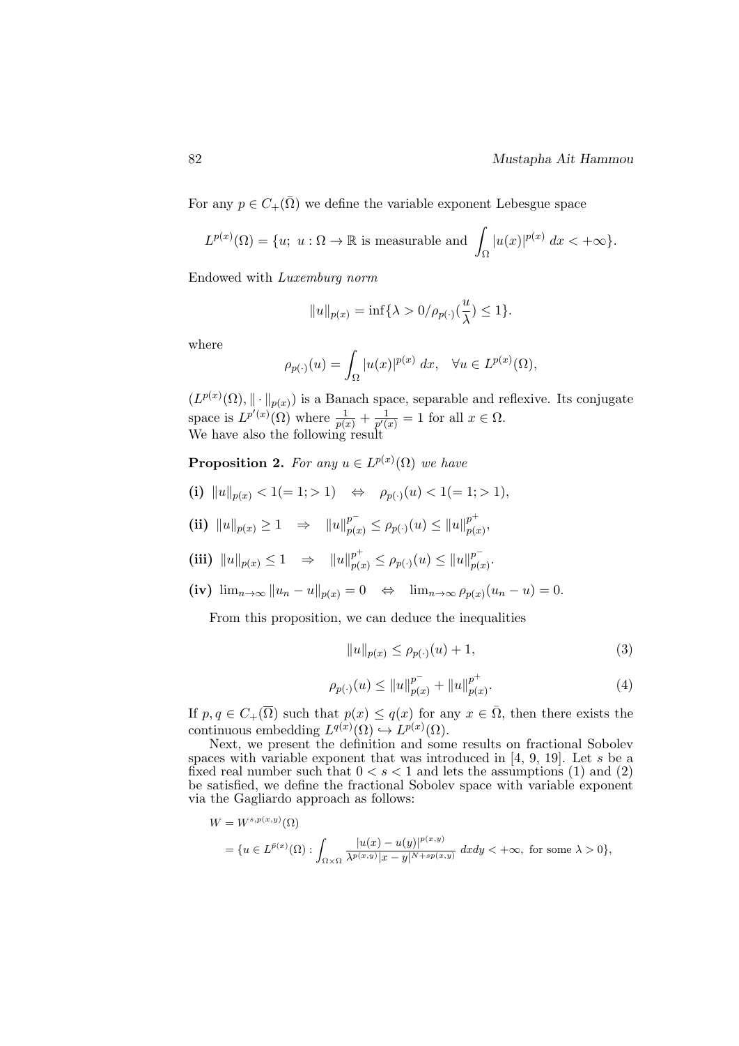For any $p \in C_+(\bar{\Omega})$ we define the variable exponent Lebesgue space

$$L^{p(x)}(\Omega) = \{u;\ u : \Omega \to \mathbb{R} \text{ is measurable and } \int_\Omega |u(x)|^{p(x)}\, dx < +\infty\}.$$

Endowed with *Luxemburg norm*

$$\|u\|_{p(x)} = \inf\{\lambda > 0/\rho_{p(\cdot)}(\frac{u}{\lambda}) \leq 1\}.$$

where

$$\rho_{p(\cdot)}(u) = \int_\Omega |u(x)|^{p(x)}\, dx, \quad \forall u \in L^{p(x)}(\Omega),$$

$(L^{p(x)}(\Omega), \|\cdot\|_{p(x)})$ is a Banach space, separable and reflexive. Its conjugate space is $L^{p'(x)}(\Omega)$ where $\frac{1}{p(x)} + \frac{1}{p'(x)} = 1$ for all $x \in \Omega$.
We have also the following result

**Proposition 2.** *For any $u \in L^{p(x)}(\Omega)$ we have*

**(i)** $\|u\|_{p(x)} < 1(= 1; > 1) \quad \Leftrightarrow \quad \rho_{p(\cdot)}(u) < 1(= 1; > 1)$,

**(ii)** $\|u\|_{p(x)} \geq 1 \quad \Rightarrow \quad \|u\|_{p(x)}^{p^-} \leq \rho_{p(\cdot)}(u) \leq \|u\|_{p(x)}^{p^+}$,

**(iii)** $\|u\|_{p(x)} \leq 1 \quad \Rightarrow \quad \|u\|_{p(x)}^{p^+} \leq \rho_{p(\cdot)}(u) \leq \|u\|_{p(x)}^{p^-}$.

**(iv)** $\lim_{n\to\infty} \|u_n - u\|_{p(x)} = 0 \quad \Leftrightarrow \quad \lim_{n\to\infty} \rho_{p(x)}(u_n - u) = 0$.

From this proposition, we can deduce the inequalities

$$\|u\|_{p(x)} \leq \rho_{p(\cdot)}(u) + 1, \tag{3}$$

$$\rho_{p(\cdot)}(u) \leq \|u\|_{p(x)}^{p^-} + \|u\|_{p(x)}^{p^+}. \tag{4}$$

If $p, q \in C_+(\overline{\Omega})$ such that $p(x) \leq q(x)$ for any $x \in \bar{\Omega}$, then there exists the continuous embedding $L^{q(x)}(\Omega) \hookrightarrow L^{p(x)}(\Omega)$.

Next, we present the definition and some results on fractional Sobolev spaces with variable exponent that was introduced in [4, 9, 19]. Let $s$ be a fixed real number such that $0 < s < 1$ and lets the assumptions (1) and (2) be satisfied, we define the fractional Sobolev space with variable exponent via the Gagliardo approach as follows:

$$\begin{aligned} W &= W^{s,p(x,y)}(\Omega) \\ &= \{u \in L^{\bar{p}(x)}(\Omega) : \int_{\Omega\times\Omega} \frac{|u(x) - u(y)|^{p(x,y)}}{\lambda^{p(x,y)}|x - y|^{N+sp(x,y)}}\, dxdy < +\infty, \text{ for some } \lambda > 0\}, \end{aligned}$$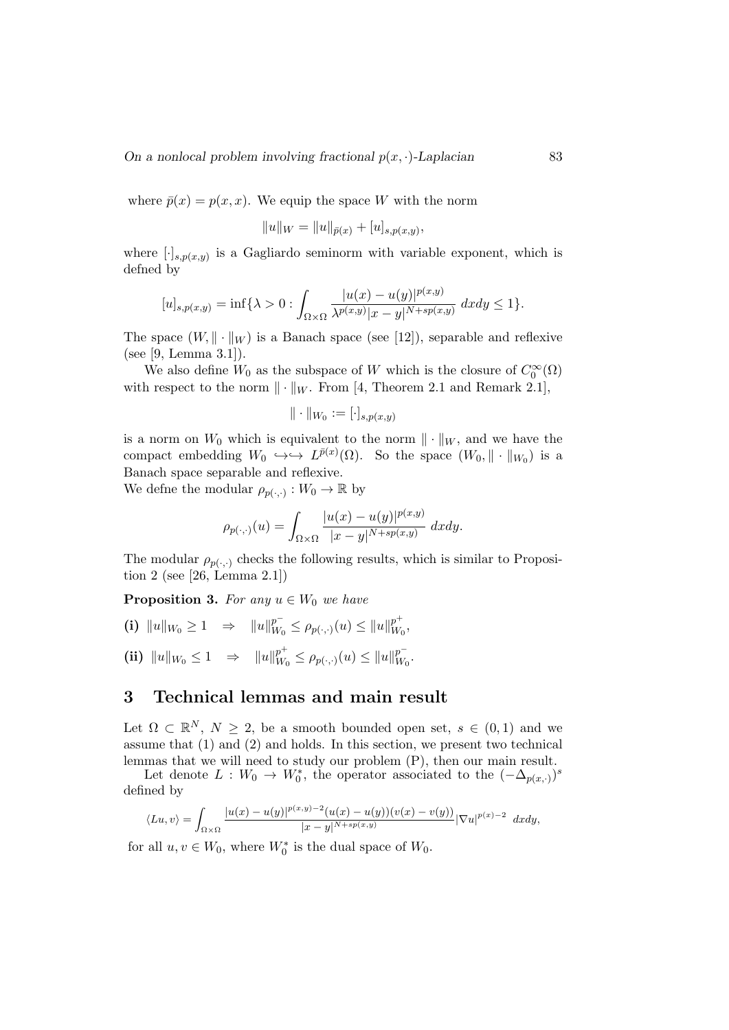where $\bar{p}(x) = p(x, x)$. We equip the space $W$ with the norm

$$\|u\|_W = \|u\|_{\bar{p}(x)} + [u]_{s,p(x,y)},$$

where $[\cdot]_{s,p(x,y)}$ is a Gagliardo seminorm with variable exponent, which is defned by

$$[u]_{s,p(x,y)} = \inf\{\lambda > 0 : \int_{\Omega\times\Omega} \frac{|u(x) - u(y)|^{p(x,y)}}{\lambda^{p(x,y)}|x - y|^{N+sp(x,y)}}\, dxdy \leq 1\}.$$

The space $(W, \|\cdot\|_W)$ is a Banach space (see [12]), separable and reflexive (see [9, Lemma 3.1]).

We also define $W_0$ as the subspace of $W$ which is the closure of $C_0^\infty(\Omega)$ with respect to the norm $\|\cdot\|_W$. From [4, Theorem 2.1 and Remark 2.1],

$$\|\cdot\|_{W_0} := [\cdot]_{s,p(x,y)}$$

is a norm on $W_0$ which is equivalent to the norm $\|\cdot\|_W$, and we have the compact embedding $W_0 \hookrightarrow\hookrightarrow L^{\bar{p}(x)}(\Omega)$. So the space $(W_0, \|\cdot\|_{W_0})$ is a Banach space separable and reflexive.
We defne the modular $\rho_{p(\cdot,\cdot)} : W_0 \to \mathbb{R}$ by

$$\rho_{p(\cdot,\cdot)}(u) = \int_{\Omega\times\Omega} \frac{|u(x) - u(y)|^{p(x,y)}}{|x - y|^{N+sp(x,y)}}\, dxdy.$$

The modular $\rho_{p(\cdot,\cdot)}$ checks the following results, which is similar to Proposition 2 (see [26, Lemma 2.1])

**Proposition 3.** *For any $u \in W_0$ we have*

**(i)** $\|u\|_{W_0} \geq 1 \quad \Rightarrow \quad \|u\|_{W_0}^{p^-} \leq \rho_{p(\cdot,\cdot)}(u) \leq \|u\|_{W_0}^{p^+}$,

**(ii)** $\|u\|_{W_0} \leq 1 \quad \Rightarrow \quad \|u\|_{W_0}^{p^+} \leq \rho_{p(\cdot,\cdot)}(u) \leq \|u\|_{W_0}^{p^-}$.

## 3 Technical lemmas and main result

Let $\Omega \subset \mathbb{R}^N$, $N \geq 2$, be a smooth bounded open set, $s \in (0, 1)$ and we assume that (1) and (2) and holds. In this section, we present two technical lemmas that we will need to study our problem (P), then our main result.

Let denote $L : W_0 \to W_0^*$, the operator associated to the $(-\Delta_{p(x,\cdot)})^s$ defined by

$$\langle Lu, v\rangle = \int_{\Omega\times\Omega} \frac{|u(x) - u(y)|^{p(x,y)-2}(u(x) - u(y))(v(x) - v(y))}{|x - y|^{N+sp(x,y)}} |\nabla u|^{p(x)-2}\, dxdy,$$

for all $u, v \in W_0$, where $W_0^*$ is the dual space of $W_0$.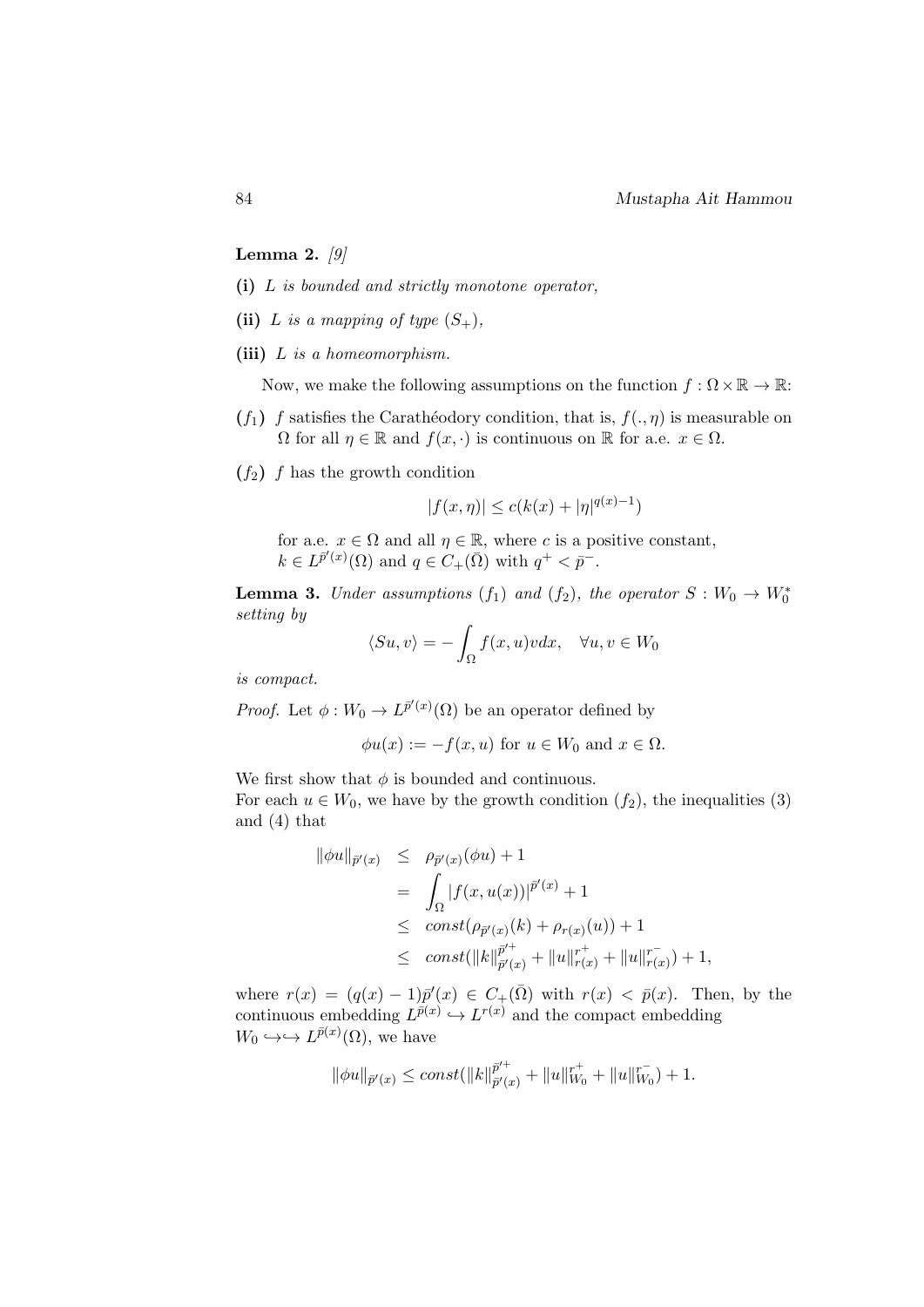**Lemma 2.** *[9]*

**(i)** *$L$ is bounded and strictly monotone operator,*

**(ii)** *$L$ is a mapping of type $(S_+)$,*

**(iii)** *$L$ is a homeomorphism.*

Now, we make the following assumptions on the function $f : \Omega \times \mathbb{R} \to \mathbb{R}$:

$(f_1)$ $f$ satisfies the Carathéodory condition, that is, $f(., \eta)$ is measurable on $\Omega$ for all $\eta \in \mathbb{R}$ and $f(x, \cdot)$ is continuous on $\mathbb{R}$ for a.e. $x \in \Omega$.

$(f_2)$ $f$ has the growth condition

$$|f(x, \eta)| \leq c(k(x) + |\eta|^{q(x)-1})$$

for a.e. $x \in \Omega$ and all $\eta \in \mathbb{R}$, where $c$ is a positive constant, $k \in L^{\bar{p}'(x)}(\Omega)$ and $q \in C_+(\bar{\Omega})$ with $q^+ < \bar{p}^-$.

**Lemma 3.** *Under assumptions $(f_1)$ and $(f_2)$, the operator $S : W_0 \to W_0^*$ setting by*

$$\langle Su, v \rangle = -\int_\Omega f(x, u) v dx, \quad \forall u, v \in W_0$$

*is compact.*

*Proof.* Let $\phi : W_0 \to L^{\bar{p}'(x)}(\Omega)$ be an operator defined by

$$\phi u(x) := -f(x, u) \text{ for } u \in W_0 \text{ and } x \in \Omega.$$

We first show that $\phi$ is bounded and continuous.
For each $u \in W_0$, we have by the growth condition $(f_2)$, the inequalities (3) and (4) that

$$\begin{aligned}
\|\phi u\|_{\bar{p}'(x)} &\leq \rho_{\bar{p}'(x)}(\phi u) + 1 \\
&= \int_\Omega |f(x, u(x))|^{\bar{p}'(x)} + 1 \\
&\leq const(\rho_{\bar{p}'(x)}(k) + \rho_{r(x)}(u)) + 1 \\
&\leq const(\|k\|_{\bar{p}'(x)}^{\bar{p}'^+} + \|u\|_{r(x)}^{r^+} + \|u\|_{r(x)}^{r^-}) + 1,
\end{aligned}$$

where $r(x) = (q(x) - 1)\bar{p}'(x) \in C_+(\bar{\Omega})$ with $r(x) < \bar{p}(x)$. Then, by the continuous embedding $L^{\bar{p}(x)} \hookrightarrow L^{r(x)}$ and the compact embedding $W_0 \hookrightarrow\hookrightarrow L^{\bar{p}(x)}(\Omega)$, we have

$$\|\phi u\|_{\bar{p}'(x)} \leq const(\|k\|_{\bar{p}'(x)}^{\bar{p}'^+} + \|u\|_{W_0}^{r^+} + \|u\|_{W_0}^{r^-}) + 1.$$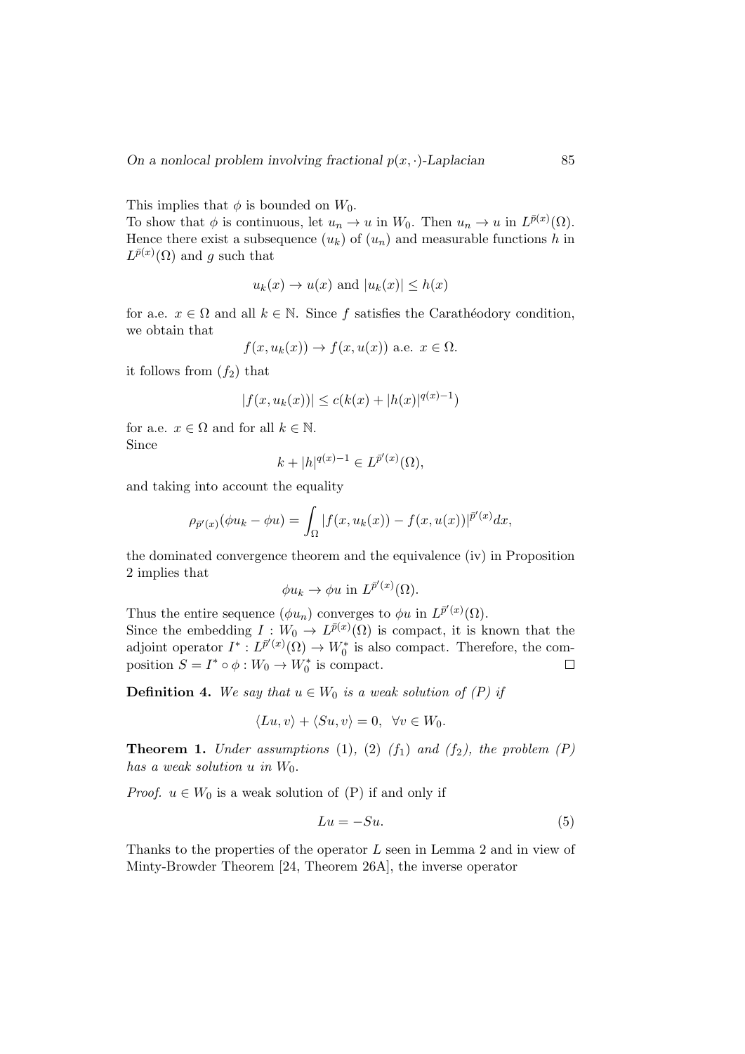This implies that $\phi$ is bounded on $W_0$.
To show that $\phi$ is continuous, let $u_n \to u$ in $W_0$. Then $u_n \to u$ in $L^{\bar{p}(x)}(\Omega)$. Hence there exist a subsequence $(u_k)$ of $(u_n)$ and measurable functions $h$ in $L^{\bar{p}(x)}(\Omega)$ and $g$ such that

$$u_k(x) \to u(x) \text{ and } |u_k(x)| \leq h(x)$$

for a.e. $x \in \Omega$ and all $k \in \mathbb{N}$. Since $f$ satisfies the Carathéodory condition, we obtain that

$$f(x, u_k(x)) \to f(x, u(x)) \text{ a.e. } x \in \Omega.$$

it follows from $(f_2)$ that

$$|f(x, u_k(x))| \leq c(k(x) + |h(x)|^{q(x)-1})$$

for a.e. $x \in \Omega$ and for all $k \in \mathbb{N}$.
Since

$$k + |h|^{q(x)-1} \in L^{\bar{p}'(x)}(\Omega),$$

and taking into account the equality

$$\rho_{\bar{p}'(x)}(\phi u_k - \phi u) = \int_\Omega |f(x, u_k(x)) - f(x, u(x))|^{\bar{p}'(x)} dx,$$

the dominated convergence theorem and the equivalence (iv) in Proposition 2 implies that

$$\phi u_k \to \phi u \text{ in } L^{\bar{p}'(x)}(\Omega).$$

Thus the entire sequence $(\phi u_n)$ converges to $\phi u$ in $L^{\bar{p}'(x)}(\Omega)$.
Since the embedding $I : W_0 \to L^{\bar{p}(x)}(\Omega)$ is compact, it is known that the adjoint operator $I^* : L^{\bar{p}'(x)}(\Omega) \to W_0^*$ is also compact. Therefore, the composition $S = I^* \circ \phi : W_0 \to W_0^*$ is compact. □

**Definition 4.** *We say that $u \in W_0$ is a weak solution of (P) if*

$$\langle Lu, v \rangle + \langle Su, v \rangle = 0, \quad \forall v \in W_0.$$

**Theorem 1.** *Under assumptions* (1), (2) *$(f_1)$ and $(f_2)$, the problem (P) has a weak solution $u$ in $W_0$.*

*Proof.* $u \in W_0$ is a weak solution of (P) if and only if

$$Lu = -Su. \tag{5}$$

Thanks to the properties of the operator $L$ seen in Lemma 2 and in view of Minty-Browder Theorem [24, Theorem 26A], the inverse operator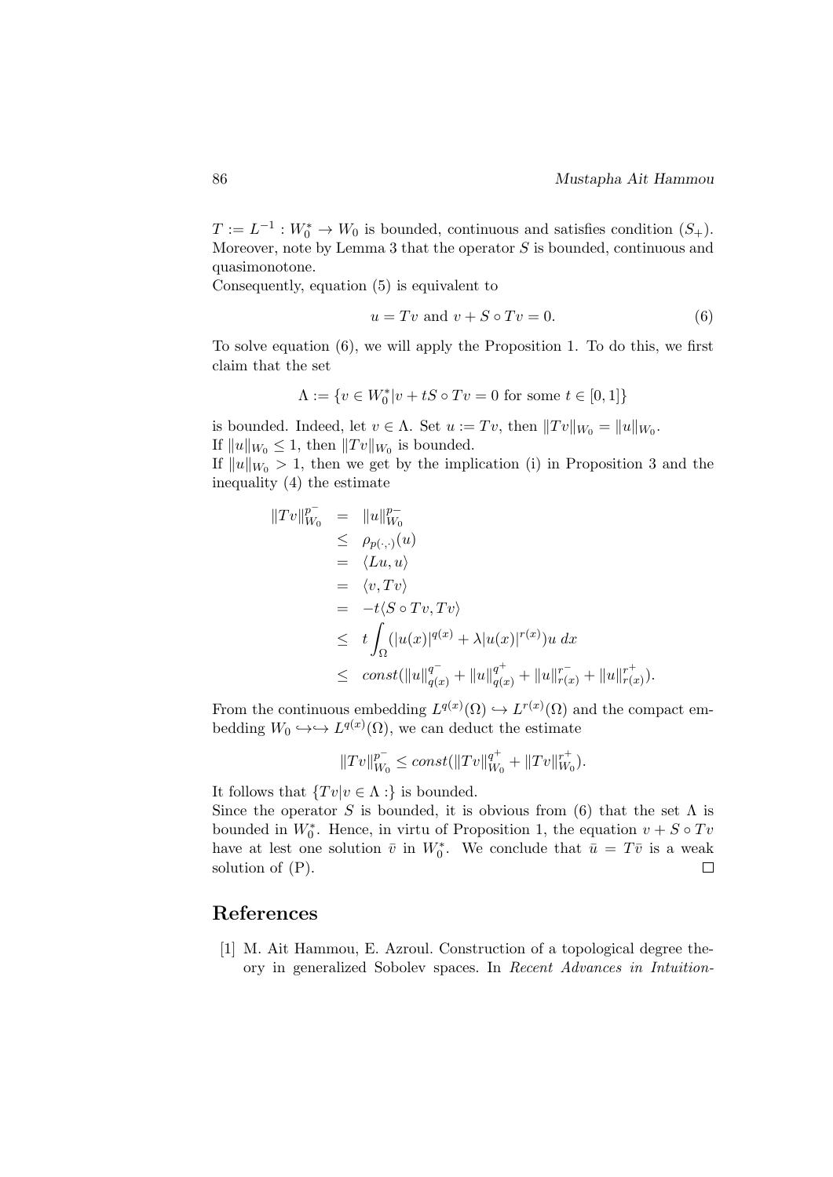$T := L^{-1} : W_0^* \to W_0$ is bounded, continuous and satisfies condition $(S_+)$. Moreover, note by Lemma 3 that the operator $S$ is bounded, continuous and quasimonotone.
Consequently, equation (5) is equivalent to

$$u = Tv \text{ and } v + S \circ Tv = 0. \tag{6}$$

To solve equation (6), we will apply the Proposition 1. To do this, we first claim that the set

$$\Lambda := \{v \in W_0^* | v + tS \circ Tv = 0 \text{ for some } t \in [0, 1]\}$$

is bounded. Indeed, let $v \in \Lambda$. Set $u := Tv$, then $\|Tv\|_{W_0} = \|u\|_{W_0}$.
If $\|u\|_{W_0} \leq 1$, then $\|Tv\|_{W_0}$ is bounded.
If $\|u\|_{W_0} > 1$, then we get by the implication (i) in Proposition 3 and the inequality (4) the estimate

$$\begin{aligned}
\|Tv\|_{W_0}^{p^-} &= \|u\|_{W_0}^{p^-} \\
&\leq \rho_{p(\cdot,\cdot)}(u) \\
&= \langle Lu, u \rangle \\
&= \langle v, Tv \rangle \\
&= -t\langle S \circ Tv, Tv \rangle \\
&\leq t\int_\Omega (|u(x)|^{q(x)} + \lambda |u(x)|^{r(x)}) u \, dx \\
&\leq const(\|u\|_{q(x)}^{q^-} + \|u\|_{q(x)}^{q^+} + \|u\|_{r(x)}^{r^-} + \|u\|_{r(x)}^{r^+}).
\end{aligned}$$

From the continuous embedding $L^{q(x)}(\Omega) \hookrightarrow L^{r(x)}(\Omega)$ and the compact embedding $W_0 \hookrightarrow\hookrightarrow L^{q(x)}(\Omega)$, we can deduct the estimate

$$\|Tv\|_{W_0}^{p^-} \leq const(\|Tv\|_{W_0}^{q^+} + \|Tv\|_{W_0}^{r^+}).$$

It follows that $\{Tv | v \in \Lambda :\}$ is bounded.
Since the operator $S$ is bounded, it is obvious from (6) that the set $\Lambda$ is bounded in $W_0^*$. Hence, in virtu of Proposition 1, the equation $v + S \circ Tv$ have at lest one solution $\bar{v}$ in $W_0^*$. We conclude that $\bar{u} = T\bar{v}$ is a weak solution of (P). □

## References

[1] M. Ait Hammou, E. Azroul. Construction of a topological degree theory in generalized Sobolev spaces. In *Recent Advances in Intuition-*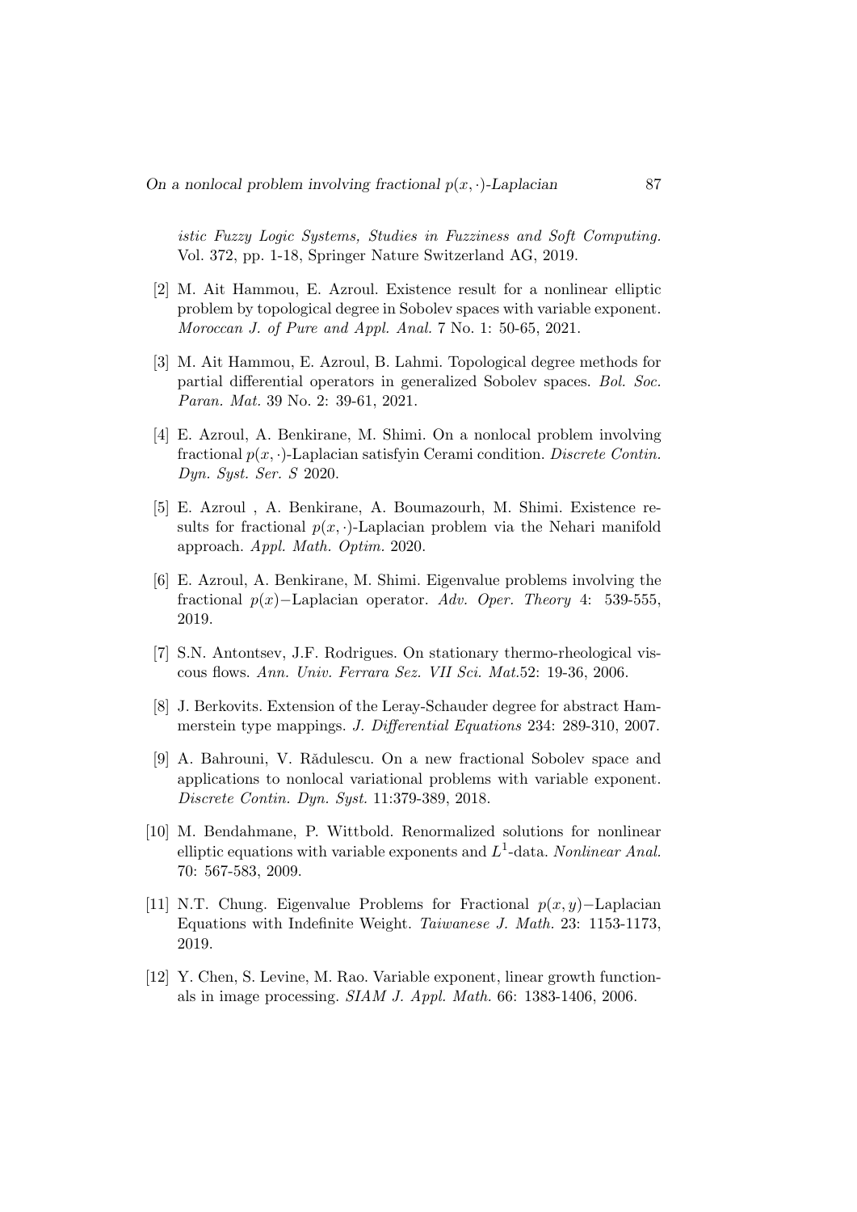*istic Fuzzy Logic Systems, Studies in Fuzziness and Soft Computing.* Vol. 372, pp. 1-18, Springer Nature Switzerland AG, 2019.

[2] M. Ait Hammou, E. Azroul. Existence result for a nonlinear elliptic problem by topological degree in Sobolev spaces with variable exponent. *Moroccan J. of Pure and Appl. Anal.* 7 No. 1: 50-65, 2021.

[3] M. Ait Hammou, E. Azroul, B. Lahmi. Topological degree methods for partial differential operators in generalized Sobolev spaces. *Bol. Soc. Paran. Mat.* 39 No. 2: 39-61, 2021.

[4] E. Azroul, A. Benkirane, M. Shimi. On a nonlocal problem involving fractional $p(x,\cdot)$-Laplacian satisfyin Cerami condition. *Discrete Contin. Dyn. Syst. Ser. S* 2020.

[5] E. Azroul , A. Benkirane, A. Boumazourh, M. Shimi. Existence results for fractional $p(x,\cdot)$-Laplacian problem via the Nehari manifold approach. *Appl. Math. Optim.* 2020.

[6] E. Azroul, A. Benkirane, M. Shimi. Eigenvalue problems involving the fractional $p(x)-$Laplacian operator. *Adv. Oper. Theory* 4: 539-555, 2019.

[7] S.N. Antontsev, J.F. Rodrigues. On stationary thermo-rheological viscous flows. *Ann. Univ. Ferrara Sez. VII Sci. Mat.*52: 19-36, 2006.

[8] J. Berkovits. Extension of the Leray-Schauder degree for abstract Hammerstein type mappings. *J. Differential Equations* 234: 289-310, 2007.

[9] A. Bahrouni, V. Rădulescu. On a new fractional Sobolev space and applications to nonlocal variational problems with variable exponent. *Discrete Contin. Dyn. Syst.* 11:379-389, 2018.

[10] M. Bendahmane, P. Wittbold. Renormalized solutions for nonlinear elliptic equations with variable exponents and $L^1$-data. *Nonlinear Anal.* 70: 567-583, 2009.

[11] N.T. Chung. Eigenvalue Problems for Fractional $p(x,y)-$Laplacian Equations with Indefinite Weight. *Taiwanese J. Math.* 23: 1153-1173, 2019.

[12] Y. Chen, S. Levine, M. Rao. Variable exponent, linear growth functionals in image processing. *SIAM J. Appl. Math.* 66: 1383-1406, 2006.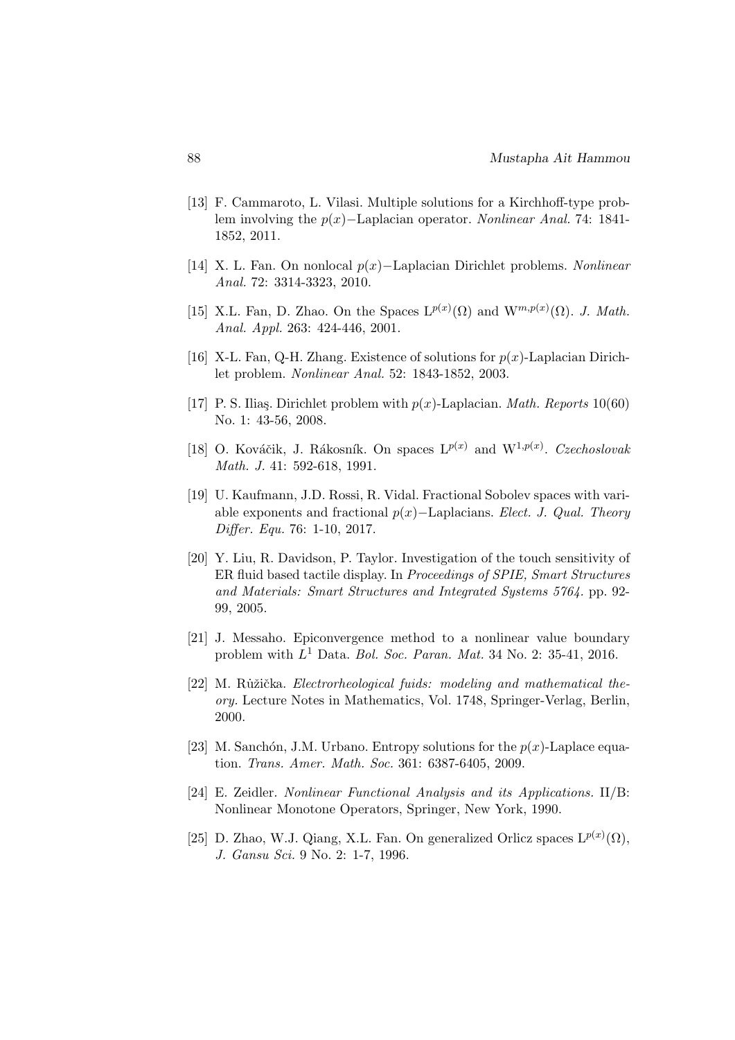[13] F. Cammaroto, L. Vilasi. Multiple solutions for a Kirchhoff-type problem involving the $p(x)-$Laplacian operator. *Nonlinear Anal.* 74: 1841-1852, 2011.

[14] X. L. Fan. On nonlocal $p(x)-$Laplacian Dirichlet problems. *Nonlinear Anal.* 72: 3314-3323, 2010.

[15] X.L. Fan, D. Zhao. On the Spaces $\mathrm{L}^{p(x)}(\Omega)$ and $\mathrm{W}^{m,p(x)}(\Omega)$. *J. Math. Anal. Appl.* 263: 424-446, 2001.

[16] X-L. Fan, Q-H. Zhang. Existence of solutions for $p(x)$-Laplacian Dirichlet problem. *Nonlinear Anal.* 52: 1843-1852, 2003.

[17] P. S. Ilias̡. Dirichlet problem with $p(x)$-Laplacian. *Math. Reports* 10(60) No. 1: 43-56, 2008.

[18] O. Kováčik, J. Rákosník. On spaces $\mathrm{L}^{p(x)}$ and $\mathrm{W}^{1,p(x)}$. *Czechoslovak Math. J.* 41: 592-618, 1991.

[19] U. Kaufmann, J.D. Rossi, R. Vidal. Fractional Sobolev spaces with variable exponents and fractional $p(x)-$Laplacians. *Elect. J. Qual. Theory Differ. Equ.* 76: 1-10, 2017.

[20] Y. Liu, R. Davidson, P. Taylor. Investigation of the touch sensitivity of ER fluid based tactile display. In *Proceedings of SPIE, Smart Structures and Materials: Smart Structures and Integrated Systems 5764.* pp. 92-99, 2005.

[21] J. Messaho. Epiconvergence method to a nonlinear value boundary problem with $L^1$ Data. *Bol. Soc. Paran. Mat.* 34 No. 2: 35-41, 2016.

[22] M. Růžička. *Electrorheological fuids: modeling and mathematical theory.* Lecture Notes in Mathematics, Vol. 1748, Springer-Verlag, Berlin, 2000.

[23] M. Sanchón, J.M. Urbano. Entropy solutions for the $p(x)$-Laplace equation. *Trans. Amer. Math. Soc.* 361: 6387-6405, 2009.

[24] E. Zeidler. *Nonlinear Functional Analysis and its Applications.* II/B: Nonlinear Monotone Operators, Springer, New York, 1990.

[25] D. Zhao, W.J. Qiang, X.L. Fan. On generalized Orlicz spaces $\mathrm{L}^{p(x)}(\Omega)$, *J. Gansu Sci.* 9 No. 2: 1-7, 1996.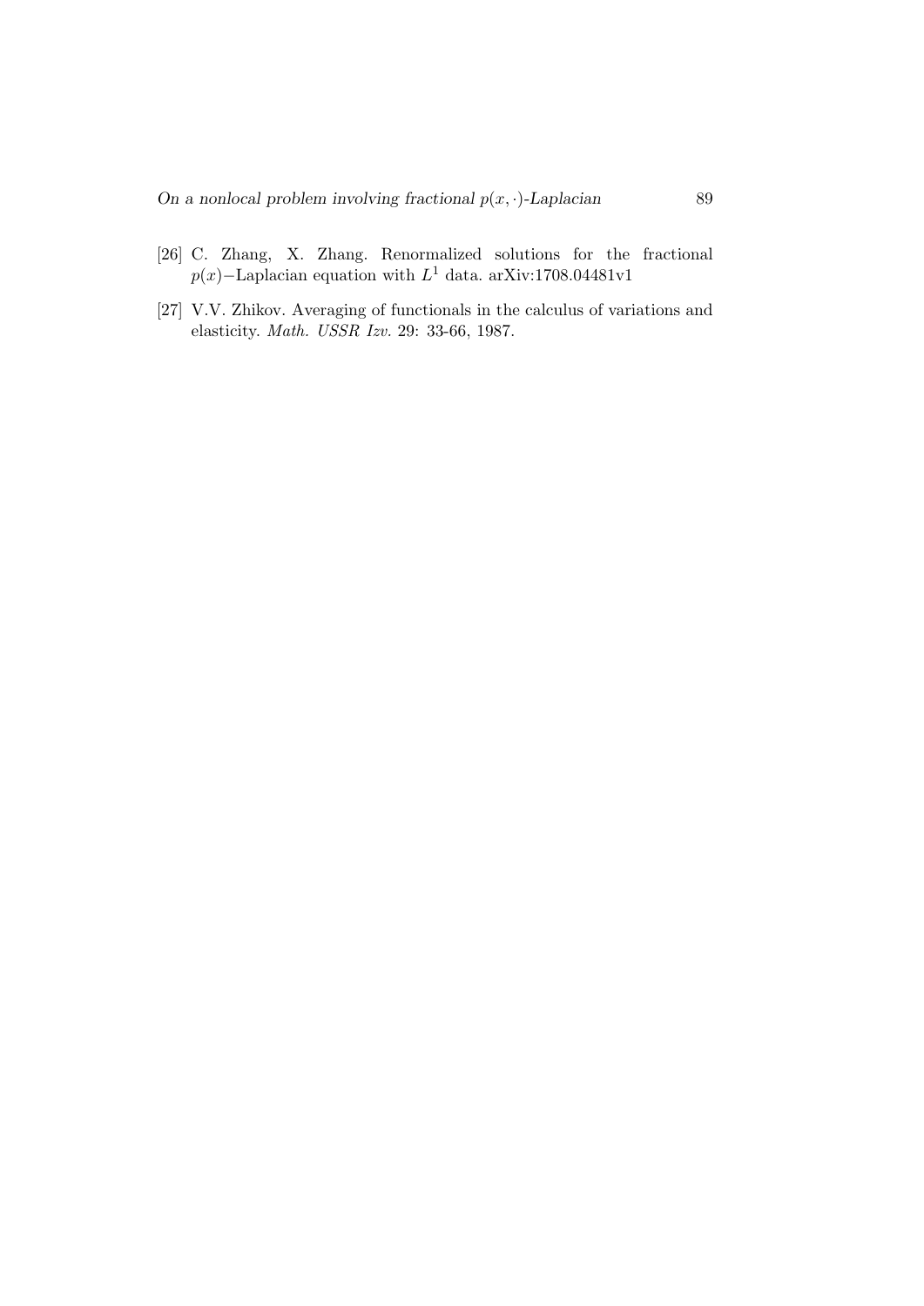[26] C. Zhang, X. Zhang. Renormalized solutions for the fractional $p(x)-$Laplacian equation with $L^1$ data. arXiv:1708.04481v1

[27] V.V. Zhikov. Averaging of functionals in the calculus of variations and elasticity. *Math. USSR Izv.* 29: 33-66, 1987.